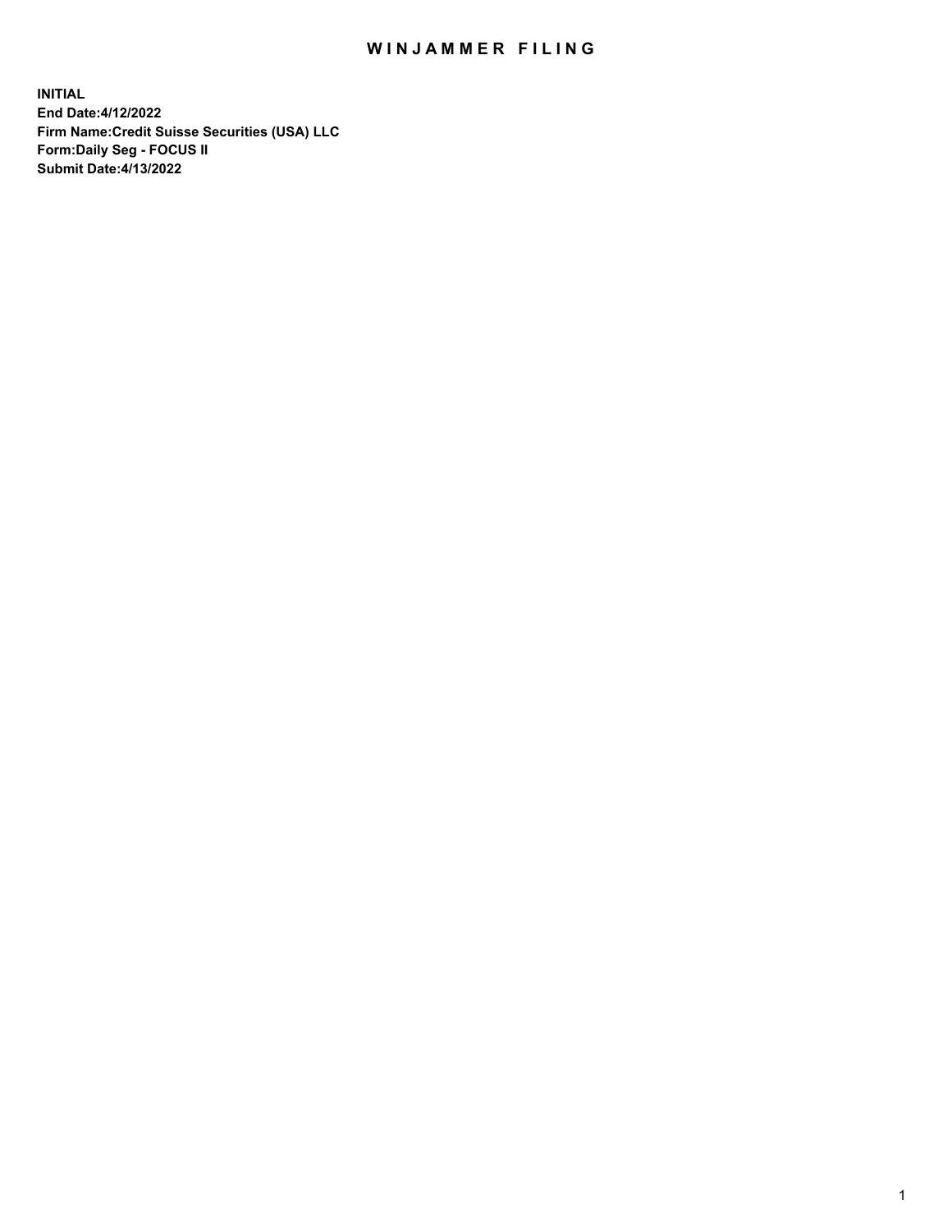# WINJAMMER FILING

**INITIAL**
**End Date:4/12/2022**
**Firm Name:Credit Suisse Securities (USA) LLC**
**Form:Daily Seg - FOCUS II**
**Submit Date:4/13/2022**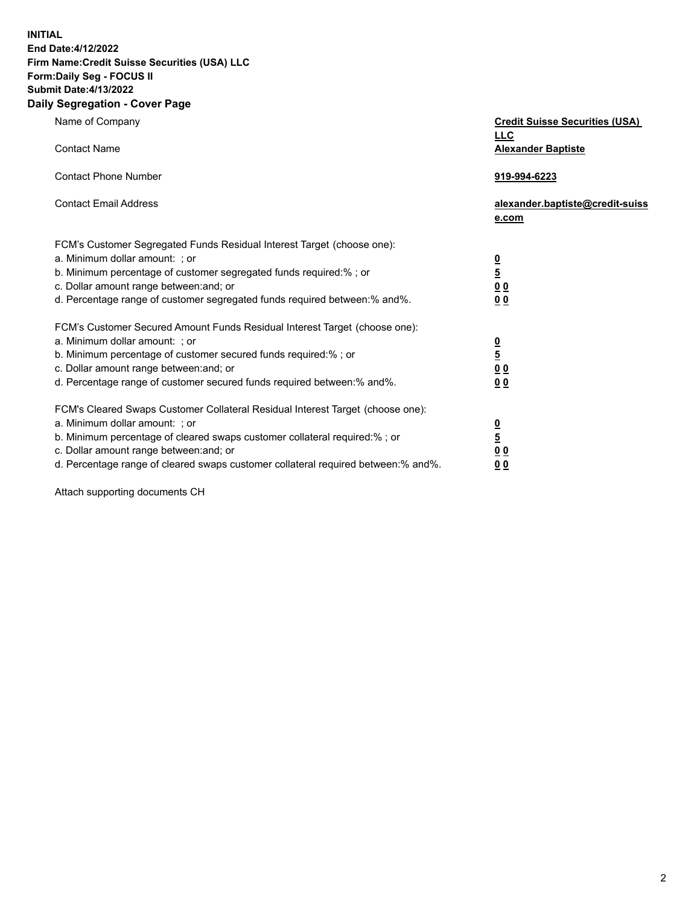**INITIAL**
**End Date:4/12/2022**
**Firm Name:Credit Suisse Securities (USA) LLC**
**Form:Daily Seg - FOCUS II**
**Submit Date:4/13/2022**

## Daily Segregation - Cover Page

| | |
|---|---|
| Name of Company | **Credit Suisse Securities (USA) LLC** |
| Contact Name | **Alexander Baptiste** |
| Contact Phone Number | **919-994-6223** |
| Contact Email Address | **alexander.baptiste@credit-suisse.com** |

FCM's Customer Segregated Funds Residual Interest Target (choose one):

| | |
|---|---|
| a. Minimum dollar amount: ; or | **0** |
| b. Minimum percentage of customer segregated funds required:% ; or | **5** |
| c. Dollar amount range between:and; or | **0 0** |
| d. Percentage range of customer segregated funds required between:% and%. | **0 0** |

FCM's Customer Secured Amount Funds Residual Interest Target (choose one):

| | |
|---|---|
| a. Minimum dollar amount: ; or | **0** |
| b. Minimum percentage of customer secured funds required:% ; or | **5** |
| c. Dollar amount range between:and; or | **0 0** |
| d. Percentage range of customer secured funds required between:% and%. | **0 0** |

FCM's Cleared Swaps Customer Collateral Residual Interest Target (choose one):

| | |
|---|---|
| a. Minimum dollar amount: ; or | **0** |
| b. Minimum percentage of cleared swaps customer collateral required:% ; or | **5** |
| c. Dollar amount range between:and; or | **0 0** |
| d. Percentage range of cleared swaps customer collateral required between:% and%. | **0 0** |

Attach supporting documents CH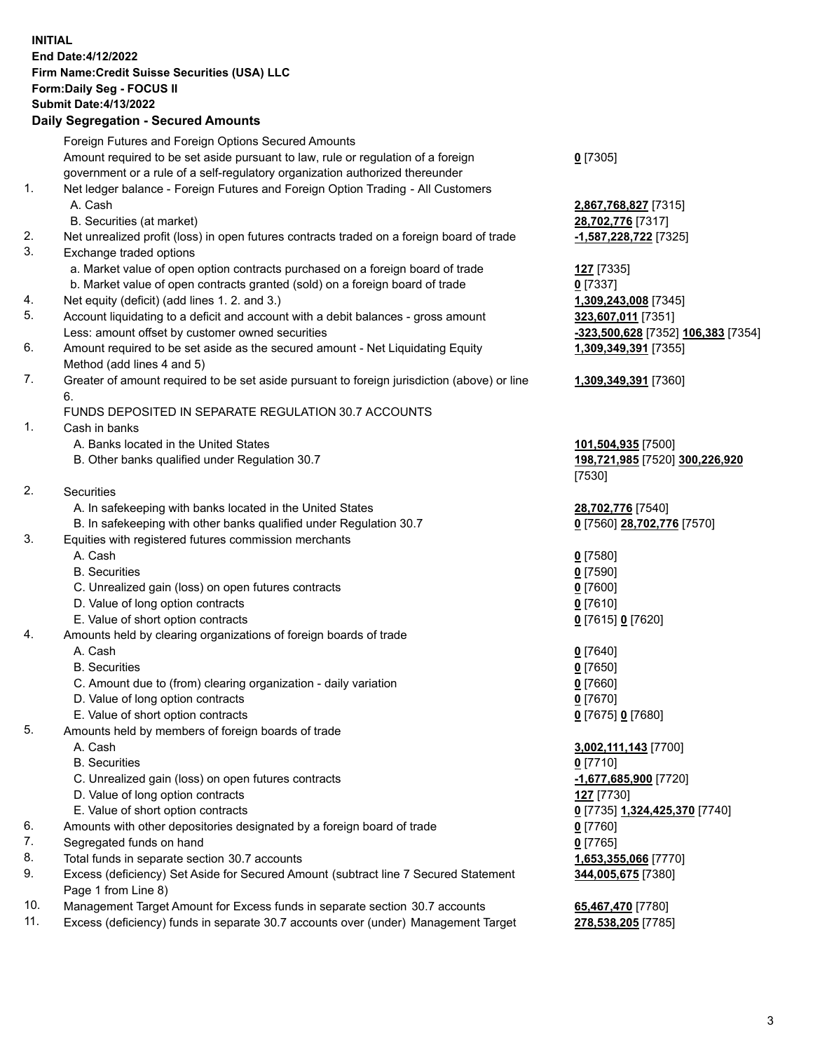**INITIAL**
**End Date:4/12/2022**
**Firm Name:Credit Suisse Securities (USA) LLC**
**Form:Daily Seg - FOCUS II**
**Submit Date:4/13/2022**

## Daily Segregation - Secured Amounts

| | | |
|---|---|---|
| | Foreign Futures and Foreign Options Secured Amounts | |
| | Amount required to be set aside pursuant to law, rule or regulation of a foreign government or a rule of a self-regulatory organization authorized thereunder | **0** [7305] |
| 1. | Net ledger balance - Foreign Futures and Foreign Option Trading - All Customers | |
| | A. Cash | **2,867,768,827** [7315] |
| | B. Securities (at market) | **28,702,776** [7317] |
| 2. | Net unrealized profit (loss) in open futures contracts traded on a foreign board of trade | **-1,587,228,722** [7325] |
| 3. | Exchange traded options | |
| | a. Market value of open option contracts purchased on a foreign board of trade | **127** [7335] |
| | b. Market value of open contracts granted (sold) on a foreign board of trade | **0** [7337] |
| 4. | Net equity (deficit) (add lines 1. 2. and 3.) | **1,309,243,008** [7345] |
| 5. | Account liquidating to a deficit and account with a debit balances - gross amount | **323,607,011** [7351] |
| | Less: amount offset by customer owned securities | **-323,500,628** [7352] **106,383** [7354] |
| 6. | Amount required to be set aside as the secured amount - Net Liquidating Equity Method (add lines 4 and 5) | **1,309,349,391** [7355] |
| 7. | Greater of amount required to be set aside pursuant to foreign jurisdiction (above) or line 6. | **1,309,349,391** [7360] |
| | FUNDS DEPOSITED IN SEPARATE REGULATION 30.7 ACCOUNTS | |
| 1. | Cash in banks | |
| | A. Banks located in the United States | **101,504,935** [7500] |
| | B. Other banks qualified under Regulation 30.7 | **198,721,985** [7520] **300,226,920** [7530] |
| 2. | Securities | |
| | A. In safekeeping with banks located in the United States | **28,702,776** [7540] |
| | B. In safekeeping with other banks qualified under Regulation 30.7 | **0** [7560] **28,702,776** [7570] |
| 3. | Equities with registered futures commission merchants | |
| | A. Cash | **0** [7580] |
| | B. Securities | **0** [7590] |
| | C. Unrealized gain (loss) on open futures contracts | **0** [7600] |
| | D. Value of long option contracts | **0** [7610] |
| | E. Value of short option contracts | **0** [7615] **0** [7620] |
| 4. | Amounts held by clearing organizations of foreign boards of trade | |
| | A. Cash | **0** [7640] |
| | B. Securities | **0** [7650] |
| | C. Amount due to (from) clearing organization - daily variation | **0** [7660] |
| | D. Value of long option contracts | **0** [7670] |
| | E. Value of short option contracts | **0** [7675] **0** [7680] |
| 5. | Amounts held by members of foreign boards of trade | |
| | A. Cash | **3,002,111,143** [7700] |
| | B. Securities | **0** [7710] |
| | C. Unrealized gain (loss) on open futures contracts | **-1,677,685,900** [7720] |
| | D. Value of long option contracts | **127** [7730] |
| | E. Value of short option contracts | **0** [7735] **1,324,425,370** [7740] |
| 6. | Amounts with other depositories designated by a foreign board of trade | **0** [7760] |
| 7. | Segregated funds on hand | **0** [7765] |
| 8. | Total funds in separate section 30.7 accounts | **1,653,355,066** [7770] |
| 9. | Excess (deficiency) Set Aside for Secured Amount (subtract line 7 Secured Statement Page 1 from Line 8) | **344,005,675** [7380] |
| 10. | Management Target Amount for Excess funds in separate section 30.7 accounts | **65,467,470** [7780] |
| 11. | Excess (deficiency) funds in separate 30.7 accounts over (under) Management Target | **278,538,205** [7785] |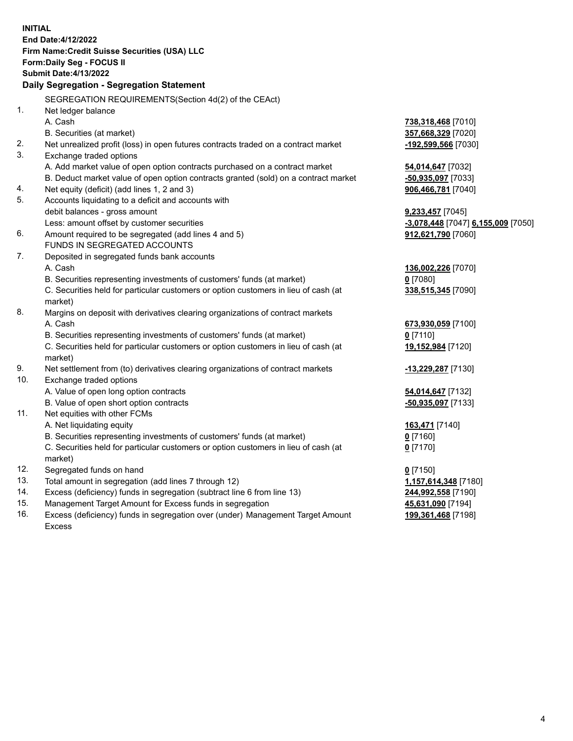**INITIAL**
**End Date:4/12/2022**
**Firm Name:Credit Suisse Securities (USA) LLC**
**Form:Daily Seg - FOCUS II**
**Submit Date:4/13/2022**

## Daily Segregation - Segregation Statement

SEGREGATION REQUIREMENTS(Section 4d(2) of the CEAct)

| | | |
|---|---|---|
| 1. | Net ledger balance | |
| | A. Cash | **738,318,468** [7010] |
| | B. Securities (at market) | **357,668,329** [7020] |
| 2. | Net unrealized profit (loss) in open futures contracts traded on a contract market | **-192,599,566** [7030] |
| 3. | Exchange traded options | |
| | A. Add market value of open option contracts purchased on a contract market | **54,014,647** [7032] |
| | B. Deduct market value of open option contracts granted (sold) on a contract market | **-50,935,097** [7033] |
| 4. | Net equity (deficit) (add lines 1, 2 and 3) | **906,466,781** [7040] |
| 5. | Accounts liquidating to a deficit and accounts with | |
| | debit balances - gross amount | **9,233,457** [7045] |
| | Less: amount offset by customer securities | **-3,078,448** [7047] **6,155,009** [7050] |
| 6. | Amount required to be segregated (add lines 4 and 5) | **912,621,790** [7060] |
| | FUNDS IN SEGREGATED ACCOUNTS | |
| 7. | Deposited in segregated funds bank accounts | |
| | A. Cash | **136,002,226** [7070] |
| | B. Securities representing investments of customers' funds (at market) | **0** [7080] |
| | C. Securities held for particular customers or option customers in lieu of cash (at market) | **338,515,345** [7090] |
| 8. | Margins on deposit with derivatives clearing organizations of contract markets | |
| | A. Cash | **673,930,059** [7100] |
| | B. Securities representing investments of customers' funds (at market) | **0** [7110] |
| | C. Securities held for particular customers or option customers in lieu of cash (at market) | **19,152,984** [7120] |
| 9. | Net settlement from (to) derivatives clearing organizations of contract markets | **-13,229,287** [7130] |
| 10. | Exchange traded options | |
| | A. Value of open long option contracts | **54,014,647** [7132] |
| | B. Value of open short option contracts | **-50,935,097** [7133] |
| 11. | Net equities with other FCMs | |
| | A. Net liquidating equity | **163,471** [7140] |
| | B. Securities representing investments of customers' funds (at market) | **0** [7160] |
| | C. Securities held for particular customers or option customers in lieu of cash (at market) | **0** [7170] |
| 12. | Segregated funds on hand | **0** [7150] |
| 13. | Total amount in segregation (add lines 7 through 12) | **1,157,614,348** [7180] |
| 14. | Excess (deficiency) funds in segregation (subtract line 6 from line 13) | **244,992,558** [7190] |
| 15. | Management Target Amount for Excess funds in segregation | **45,631,090** [7194] |
| 16. | Excess (deficiency) funds in segregation over (under) Management Target Amount Excess | **199,361,468** [7198] |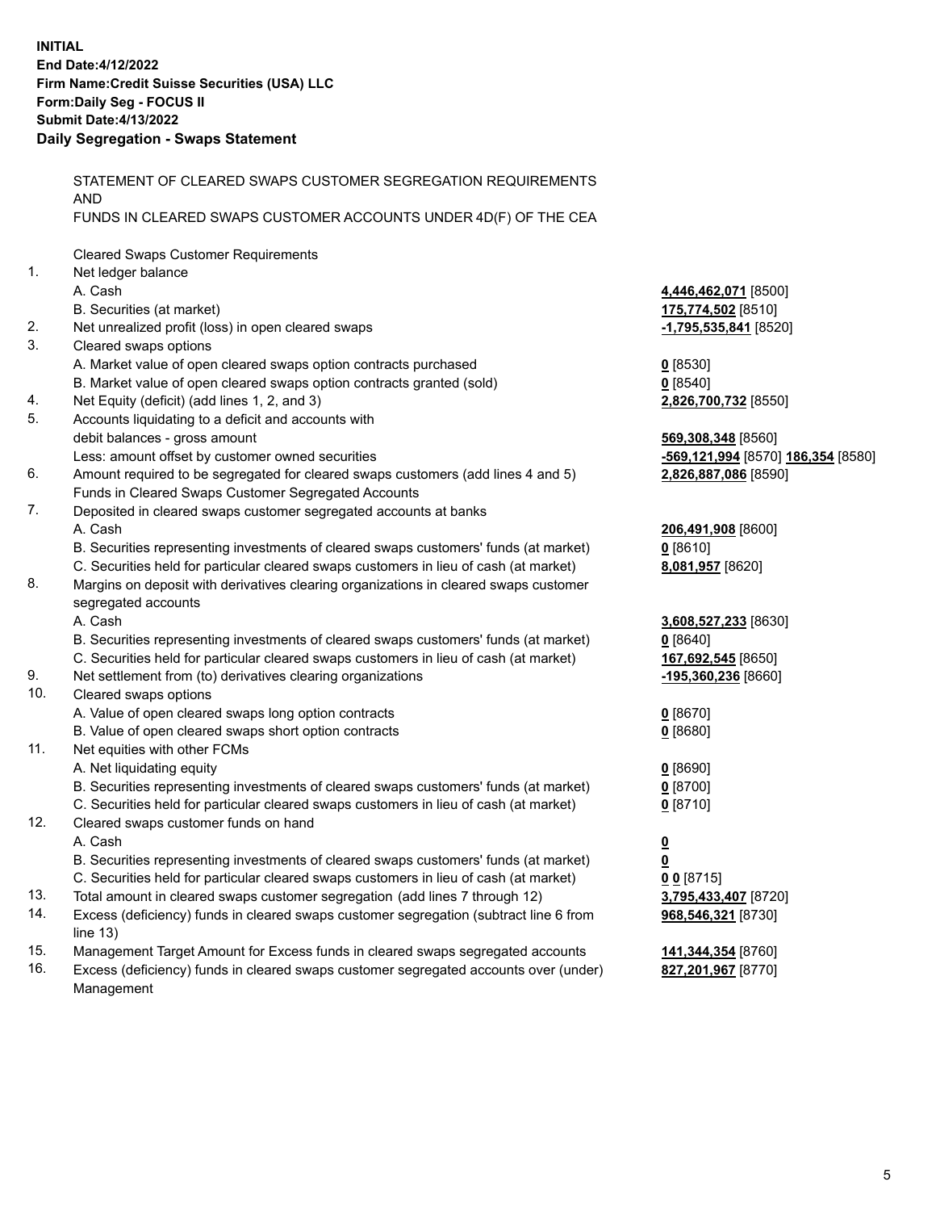**INITIAL**
**End Date:4/12/2022**
**Firm Name:Credit Suisse Securities (USA) LLC**
**Form:Daily Seg - FOCUS II**
**Submit Date:4/13/2022**
**Daily Segregation - Swaps Statement**

STATEMENT OF CLEARED SWAPS CUSTOMER SEGREGATION REQUIREMENTS AND FUNDS IN CLEARED SWAPS CUSTOMER ACCOUNTS UNDER 4D(F) OF THE CEA

| | | |
|---|---|---|
| | Cleared Swaps Customer Requirements | |
| 1. | Net ledger balance | |
| | A. Cash | **4,446,462,071** [8500] |
| | B. Securities (at market) | **175,774,502** [8510] |
| 2. | Net unrealized profit (loss) in open cleared swaps | **-1,795,535,841** [8520] |
| 3. | Cleared swaps options | |
| | A. Market value of open cleared swaps option contracts purchased | **0** [8530] |
| | B. Market value of open cleared swaps option contracts granted (sold) | **0** [8540] |
| 4. | Net Equity (deficit) (add lines 1, 2, and 3) | **2,826,700,732** [8550] |
| 5. | Accounts liquidating to a deficit and accounts with debit balances - gross amount | **569,308,348** [8560] |
| | Less: amount offset by customer owned securities | **-569,121,994** [8570] **186,354** [8580] |
| 6. | Amount required to be segregated for cleared swaps customers (add lines 4 and 5) | **2,826,887,086** [8590] |
| | Funds in Cleared Swaps Customer Segregated Accounts | |
| 7. | Deposited in cleared swaps customer segregated accounts at banks | |
| | A. Cash | **206,491,908** [8600] |
| | B. Securities representing investments of cleared swaps customers' funds (at market) | **0** [8610] |
| | C. Securities held for particular cleared swaps customers in lieu of cash (at market) | **8,081,957** [8620] |
| 8. | Margins on deposit with derivatives clearing organizations in cleared swaps customer segregated accounts | |
| | A. Cash | **3,608,527,233** [8630] |
| | B. Securities representing investments of cleared swaps customers' funds (at market) | **0** [8640] |
| | C. Securities held for particular cleared swaps customers in lieu of cash (at market) | **167,692,545** [8650] |
| 9. | Net settlement from (to) derivatives clearing organizations | **-195,360,236** [8660] |
| 10. | Cleared swaps options | |
| | A. Value of open cleared swaps long option contracts | **0** [8670] |
| | B. Value of open cleared swaps short option contracts | **0** [8680] |
| 11. | Net equities with other FCMs | |
| | A. Net liquidating equity | **0** [8690] |
| | B. Securities representing investments of cleared swaps customers' funds (at market) | **0** [8700] |
| | C. Securities held for particular cleared swaps customers in lieu of cash (at market) | **0** [8710] |
| 12. | Cleared swaps customer funds on hand | |
| | A. Cash | **0** |
| | B. Securities representing investments of cleared swaps customers' funds (at market) | **0** |
| | C. Securities held for particular cleared swaps customers in lieu of cash (at market) | **0** **0** [8715] |
| 13. | Total amount in cleared swaps customer segregation (add lines 7 through 12) | **3,795,433,407** [8720] |
| 14. | Excess (deficiency) funds in cleared swaps customer segregation (subtract line 6 from line 13) | **968,546,321** [8730] |
| 15. | Management Target Amount for Excess funds in cleared swaps segregated accounts | **141,344,354** [8760] |
| 16. | Excess (deficiency) funds in cleared swaps customer segregated accounts over (under) Management | **827,201,967** [8770] |